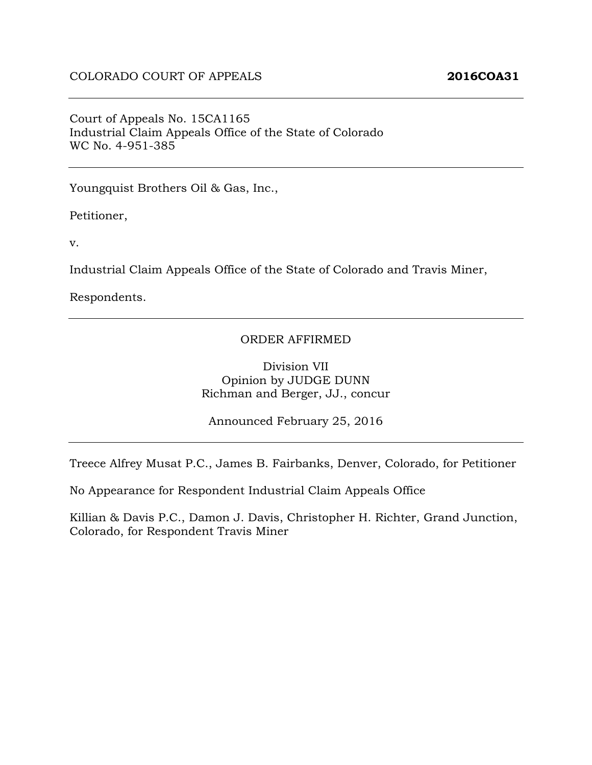COLORADO COURT OF APPEALS **2016COA31**

---

Court of Appeals No. 15CA1165
Industrial Claim Appeals Office of the State of Colorado
WC No. 4-951-385

---

Youngquist Brothers Oil & Gas, Inc.,

Petitioner,

v.

Industrial Claim Appeals Office of the State of Colorado and Travis Miner,

Respondents.

---

ORDER AFFIRMED

Division VII
Opinion by JUDGE DUNN
Richman and Berger, JJ., concur

Announced February 25, 2016

---

Treece Alfrey Musat P.C., James B. Fairbanks, Denver, Colorado, for Petitioner

No Appearance for Respondent Industrial Claim Appeals Office

Killian & Davis P.C., Damon J. Davis, Christopher H. Richter, Grand Junction, Colorado, for Respondent Travis Miner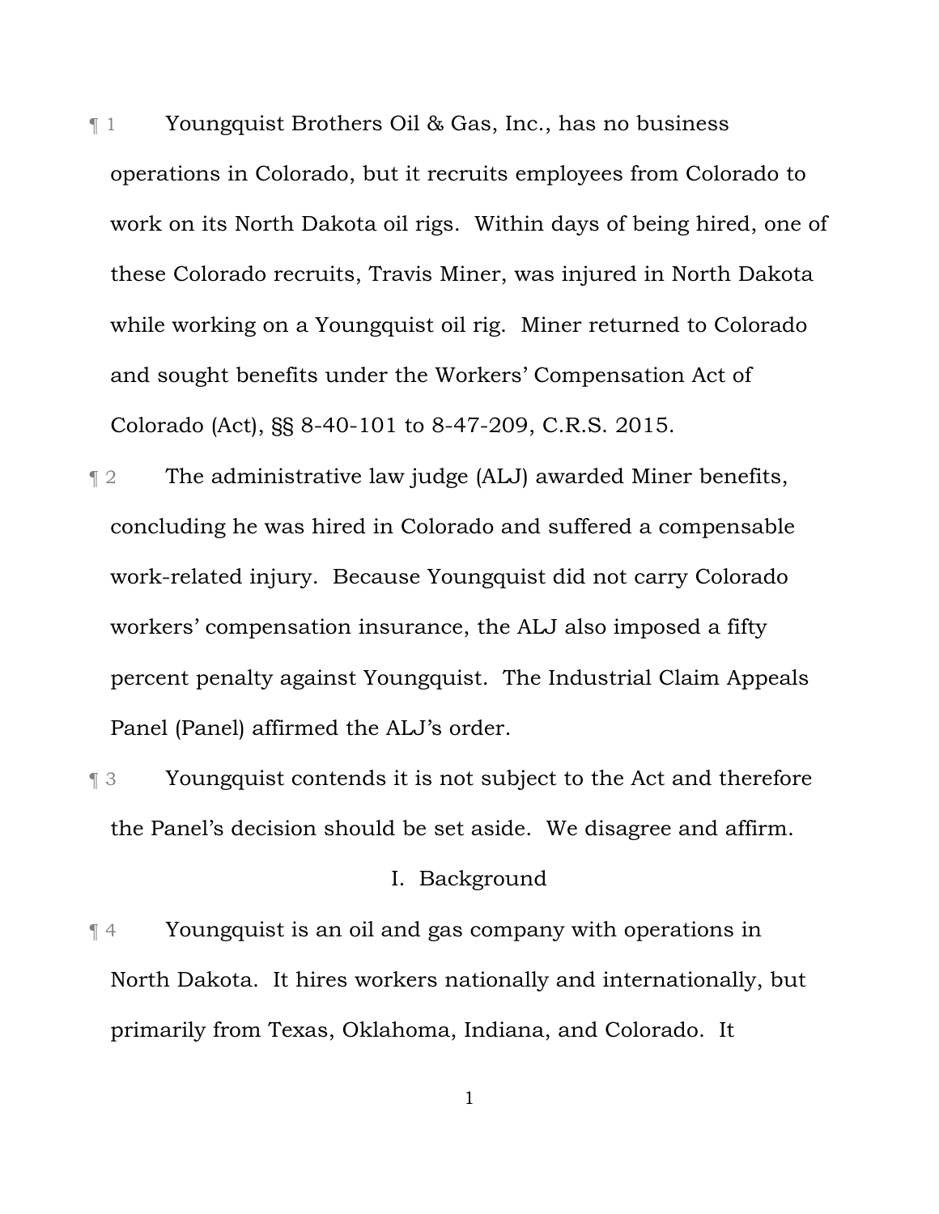¶ 1 Youngquist Brothers Oil & Gas, Inc., has no business operations in Colorado, but it recruits employees from Colorado to work on its North Dakota oil rigs. Within days of being hired, one of these Colorado recruits, Travis Miner, was injured in North Dakota while working on a Youngquist oil rig. Miner returned to Colorado and sought benefits under the Workers' Compensation Act of Colorado (Act), §§ 8-40-101 to 8-47-209, C.R.S. 2015.

¶ 2 The administrative law judge (ALJ) awarded Miner benefits, concluding he was hired in Colorado and suffered a compensable work-related injury. Because Youngquist did not carry Colorado workers' compensation insurance, the ALJ also imposed a fifty percent penalty against Youngquist. The Industrial Claim Appeals Panel (Panel) affirmed the ALJ's order.

¶ 3 Youngquist contends it is not subject to the Act and therefore the Panel's decision should be set aside. We disagree and affirm.

## I. Background

¶ 4 Youngquist is an oil and gas company with operations in North Dakota. It hires workers nationally and internationally, but primarily from Texas, Oklahoma, Indiana, and Colorado. It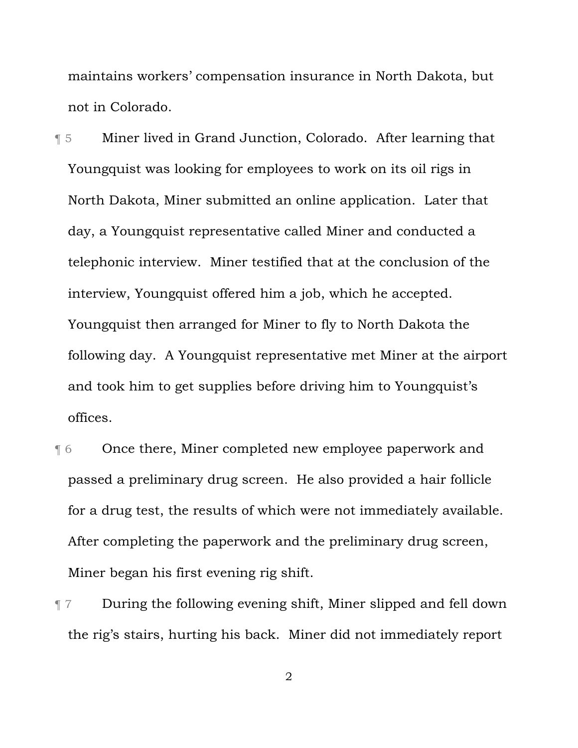maintains workers' compensation insurance in North Dakota, but not in Colorado.

¶ 5 Miner lived in Grand Junction, Colorado. After learning that Youngquist was looking for employees to work on its oil rigs in North Dakota, Miner submitted an online application. Later that day, a Youngquist representative called Miner and conducted a telephonic interview. Miner testified that at the conclusion of the interview, Youngquist offered him a job, which he accepted. Youngquist then arranged for Miner to fly to North Dakota the following day. A Youngquist representative met Miner at the airport and took him to get supplies before driving him to Youngquist's offices.

¶ 6 Once there, Miner completed new employee paperwork and passed a preliminary drug screen. He also provided a hair follicle for a drug test, the results of which were not immediately available. After completing the paperwork and the preliminary drug screen, Miner began his first evening rig shift.

¶ 7 During the following evening shift, Miner slipped and fell down the rig's stairs, hurting his back. Miner did not immediately report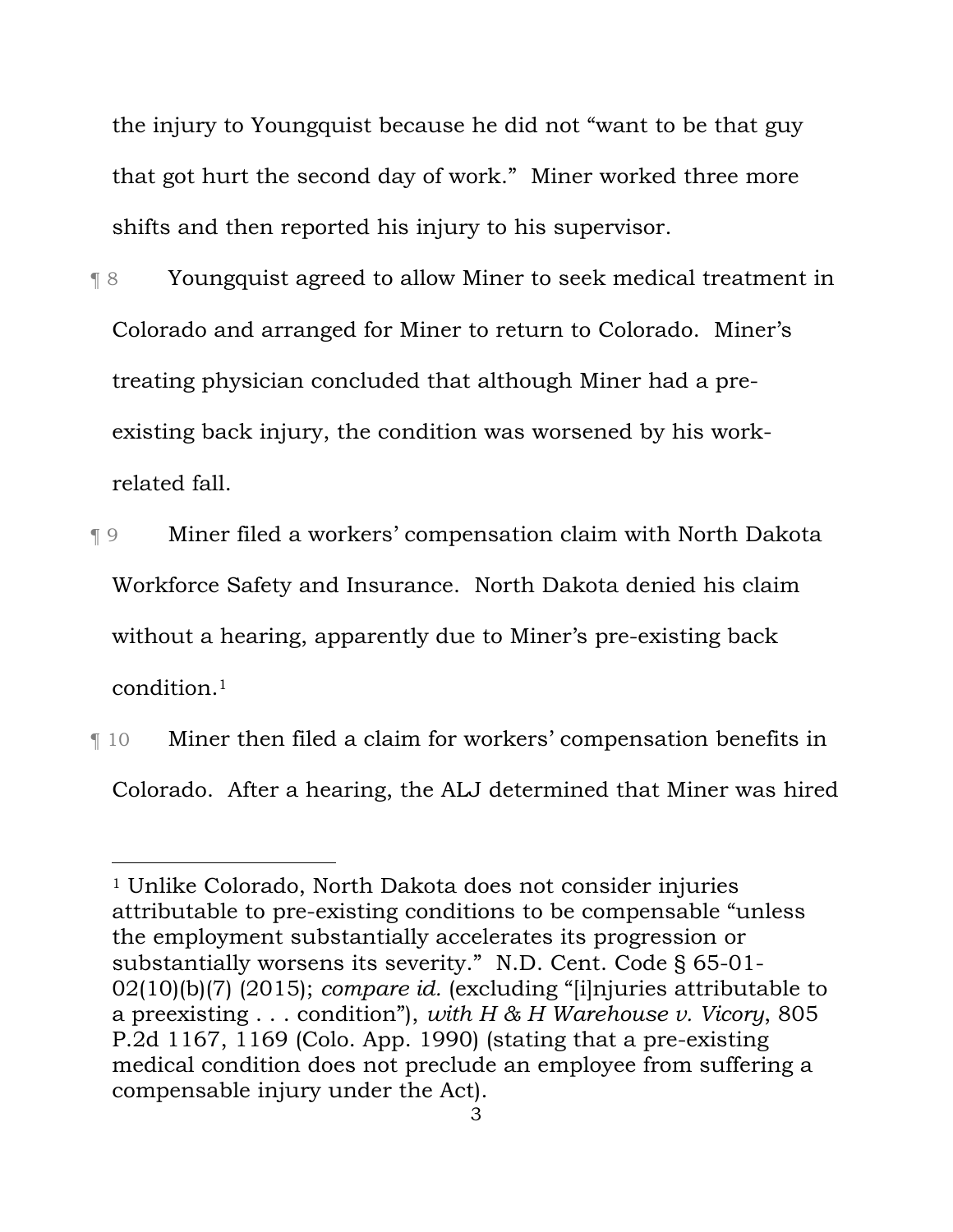the injury to Youngquist because he did not "want to be that guy that got hurt the second day of work." Miner worked three more shifts and then reported his injury to his supervisor.

¶ 8 Youngquist agreed to allow Miner to seek medical treatment in Colorado and arranged for Miner to return to Colorado. Miner's treating physician concluded that although Miner had a pre-existing back injury, the condition was worsened by his work-related fall.

¶ 9 Miner filed a workers' compensation claim with North Dakota Workforce Safety and Insurance. North Dakota denied his claim without a hearing, apparently due to Miner's pre-existing back condition.[1]

¶ 10 Miner then filed a claim for workers' compensation benefits in Colorado. After a hearing, the ALJ determined that Miner was hired

---

[1] Unlike Colorado, North Dakota does not consider injuries attributable to pre-existing conditions to be compensable "unless the employment substantially accelerates its progression or substantially worsens its severity." N.D. Cent. Code § 65-01-02(10)(b)(7) (2015); *compare id.* (excluding "[i]njuries attributable to a preexisting . . . condition"), *with H & H Warehouse v. Vicory*, 805 P.2d 1167, 1169 (Colo. App. 1990) (stating that a pre-existing medical condition does not preclude an employee from suffering a compensable injury under the Act).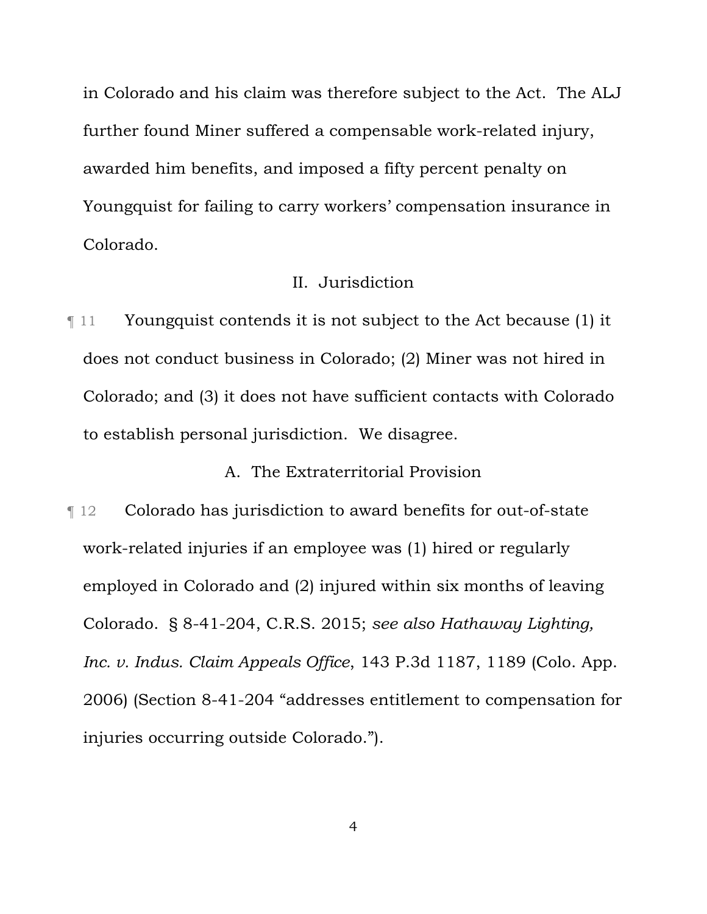in Colorado and his claim was therefore subject to the Act. The ALJ further found Miner suffered a compensable work-related injury, awarded him benefits, and imposed a fifty percent penalty on Youngquist for failing to carry workers' compensation insurance in Colorado.

## II. Jurisdiction

¶ 11 Youngquist contends it is not subject to the Act because (1) it does not conduct business in Colorado; (2) Miner was not hired in Colorado; and (3) it does not have sufficient contacts with Colorado to establish personal jurisdiction. We disagree.

### A. The Extraterritorial Provision

¶ 12 Colorado has jurisdiction to award benefits for out-of-state work-related injuries if an employee was (1) hired or regularly employed in Colorado and (2) injured within six months of leaving Colorado. § 8-41-204, C.R.S. 2015; *see also Hathaway Lighting, Inc. v. Indus. Claim Appeals Office*, 143 P.3d 1187, 1189 (Colo. App. 2006) (Section 8-41-204 "addresses entitlement to compensation for injuries occurring outside Colorado.").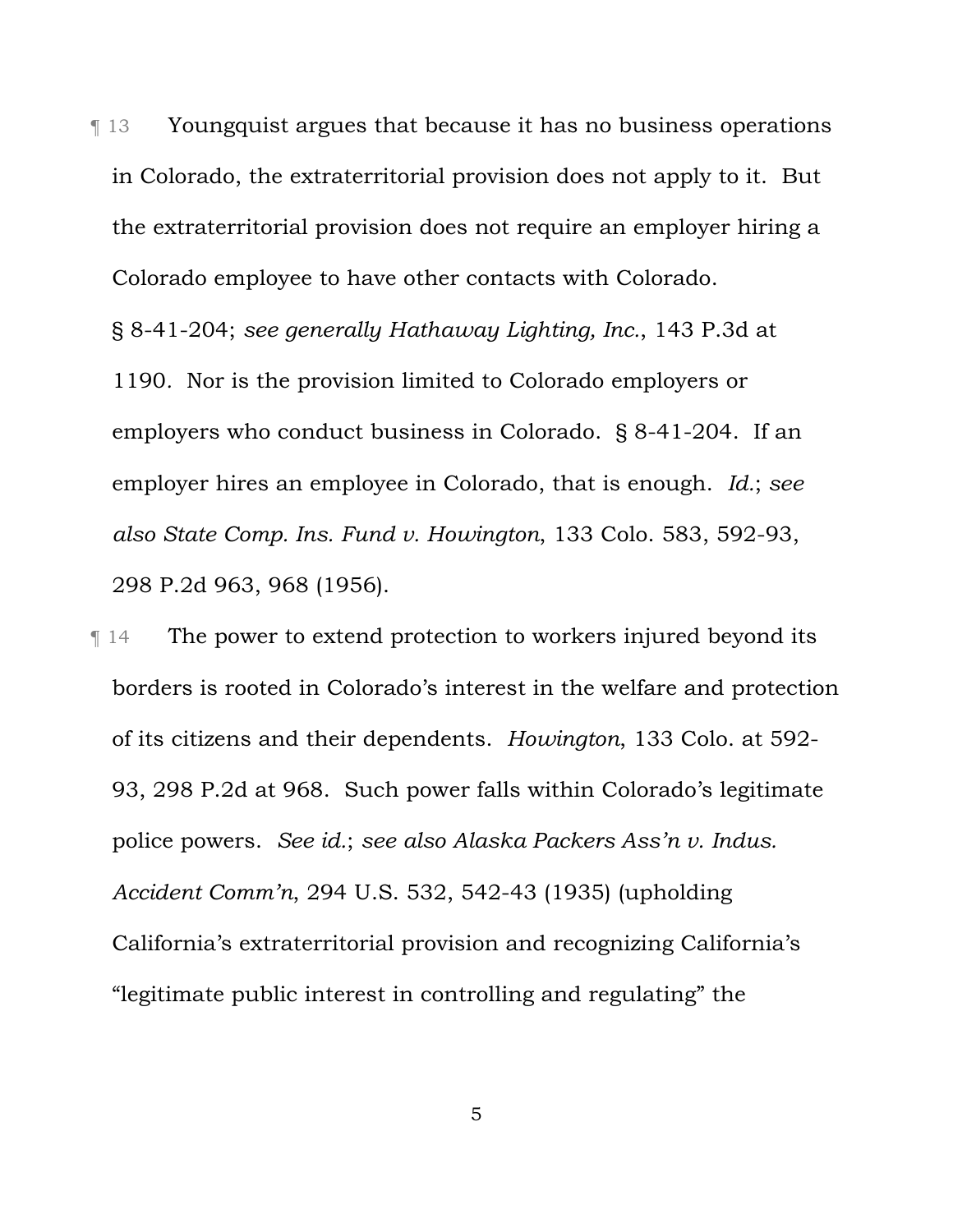¶ 13 Youngquist argues that because it has no business operations in Colorado, the extraterritorial provision does not apply to it. But the extraterritorial provision does not require an employer hiring a Colorado employee to have other contacts with Colorado. § 8-41-204; *see generally Hathaway Lighting, Inc.*, 143 P.3d at 1190. Nor is the provision limited to Colorado employers or employers who conduct business in Colorado. § 8-41-204. If an employer hires an employee in Colorado, that is enough. *Id.*; *see also State Comp. Ins. Fund v. Howington*, 133 Colo. 583, 592-93, 298 P.2d 963, 968 (1956).

¶ 14 The power to extend protection to workers injured beyond its borders is rooted in Colorado's interest in the welfare and protection of its citizens and their dependents. *Howington*, 133 Colo. at 592-93, 298 P.2d at 968. Such power falls within Colorado's legitimate police powers. *See id.*; *see also Alaska Packers Ass'n v. Indus. Accident Comm'n*, 294 U.S. 532, 542-43 (1935) (upholding California's extraterritorial provision and recognizing California's "legitimate public interest in controlling and regulating" the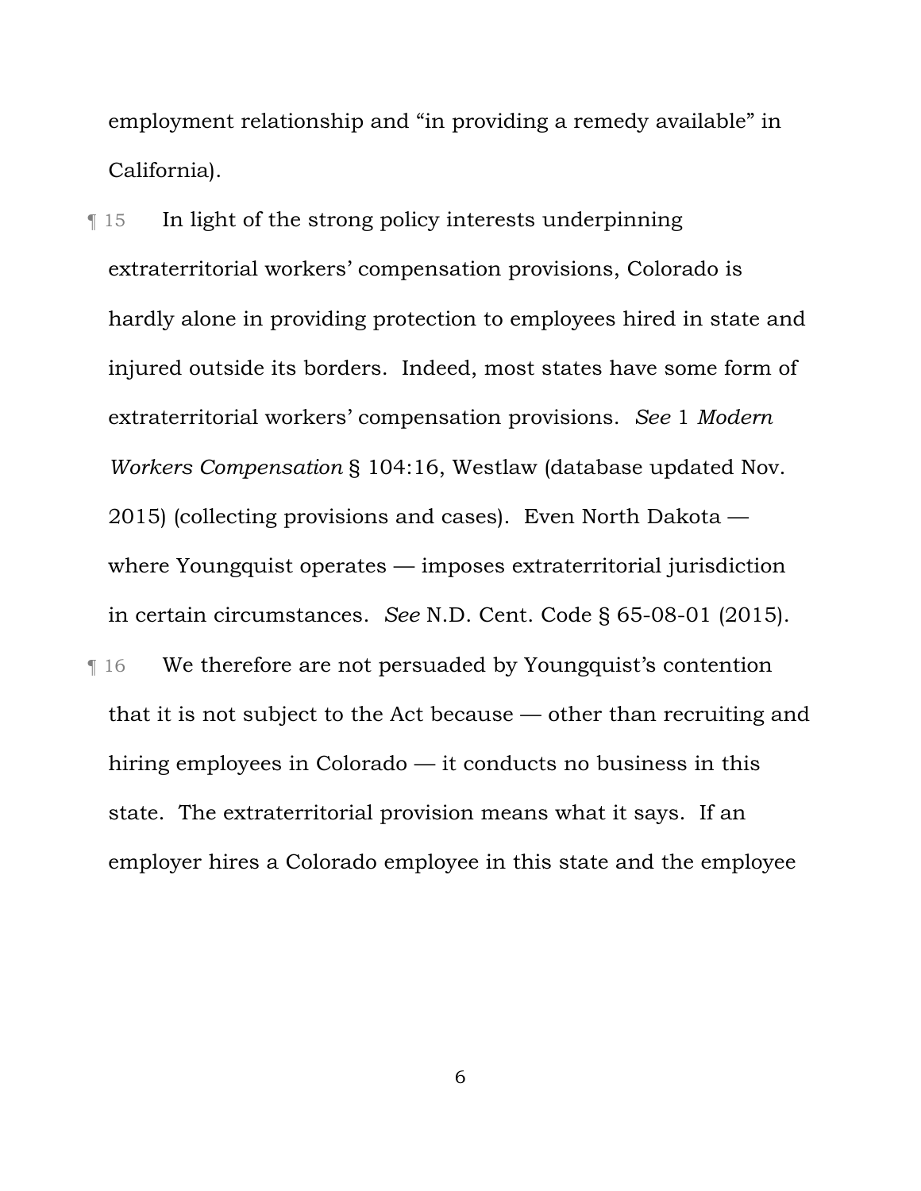employment relationship and "in providing a remedy available" in California).

¶ 15 In light of the strong policy interests underpinning extraterritorial workers' compensation provisions, Colorado is hardly alone in providing protection to employees hired in state and injured outside its borders. Indeed, most states have some form of extraterritorial workers' compensation provisions. *See* 1 *Modern Workers Compensation* § 104:16, Westlaw (database updated Nov. 2015) (collecting provisions and cases). Even North Dakota — where Youngquist operates — imposes extraterritorial jurisdiction in certain circumstances. *See* N.D. Cent. Code § 65-08-01 (2015).

¶ 16 We therefore are not persuaded by Youngquist's contention that it is not subject to the Act because — other than recruiting and hiring employees in Colorado — it conducts no business in this state. The extraterritorial provision means what it says. If an employer hires a Colorado employee in this state and the employee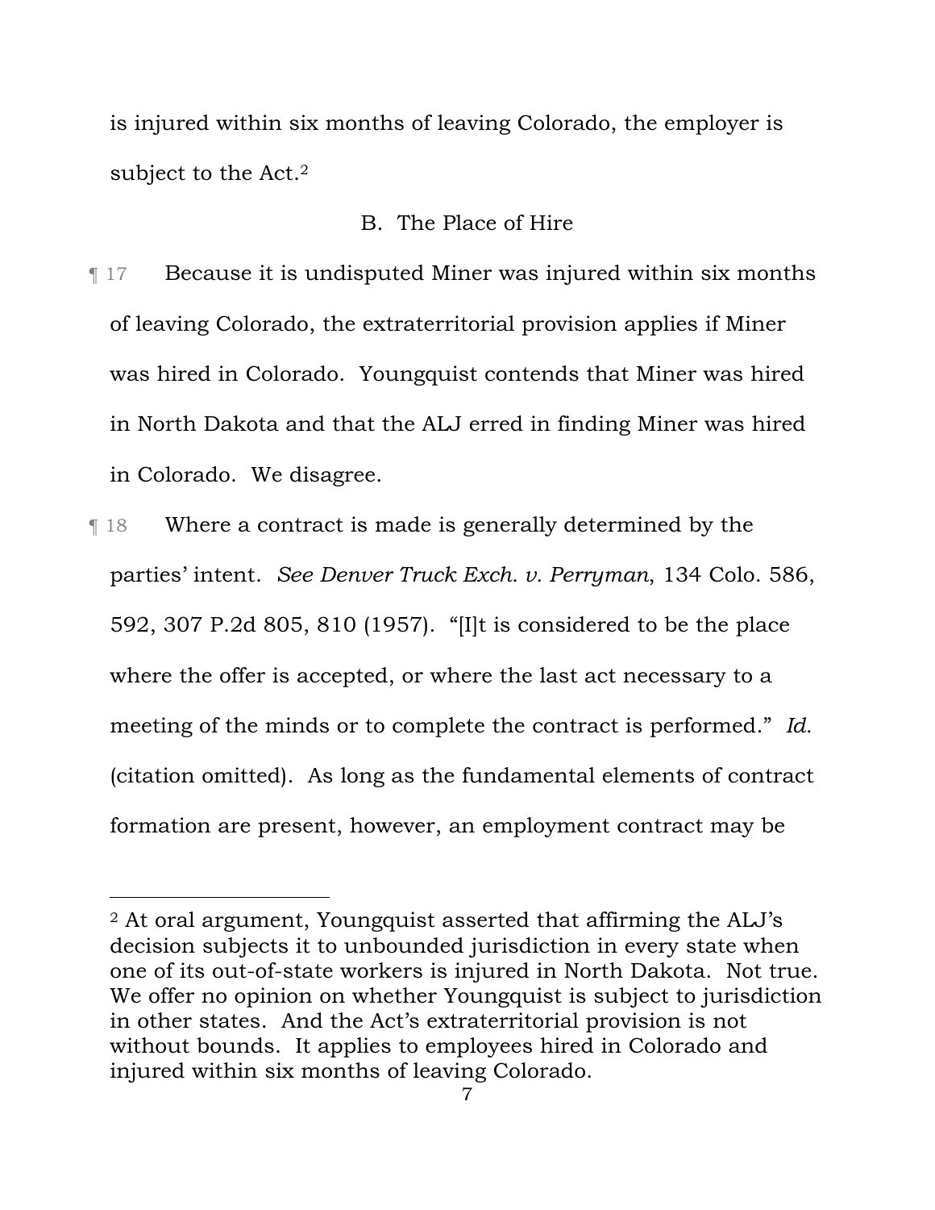is injured within six months of leaving Colorado, the employer is subject to the Act.[2]

### B. The Place of Hire

¶ 17 Because it is undisputed Miner was injured within six months of leaving Colorado, the extraterritorial provision applies if Miner was hired in Colorado. Youngquist contends that Miner was hired in North Dakota and that the ALJ erred in finding Miner was hired in Colorado. We disagree.

¶ 18 Where a contract is made is generally determined by the parties' intent. *See Denver Truck Exch. v. Perryman*, 134 Colo. 586, 592, 307 P.2d 805, 810 (1957). "[I]t is considered to be the place where the offer is accepted, or where the last act necessary to a meeting of the minds or to complete the contract is performed." *Id.* (citation omitted). As long as the fundamental elements of contract formation are present, however, an employment contract may be

---

[2] At oral argument, Youngquist asserted that affirming the ALJ's decision subjects it to unbounded jurisdiction in every state when one of its out-of-state workers is injured in North Dakota. Not true. We offer no opinion on whether Youngquist is subject to jurisdiction in other states. And the Act's extraterritorial provision is not without bounds. It applies to employees hired in Colorado and injured within six months of leaving Colorado.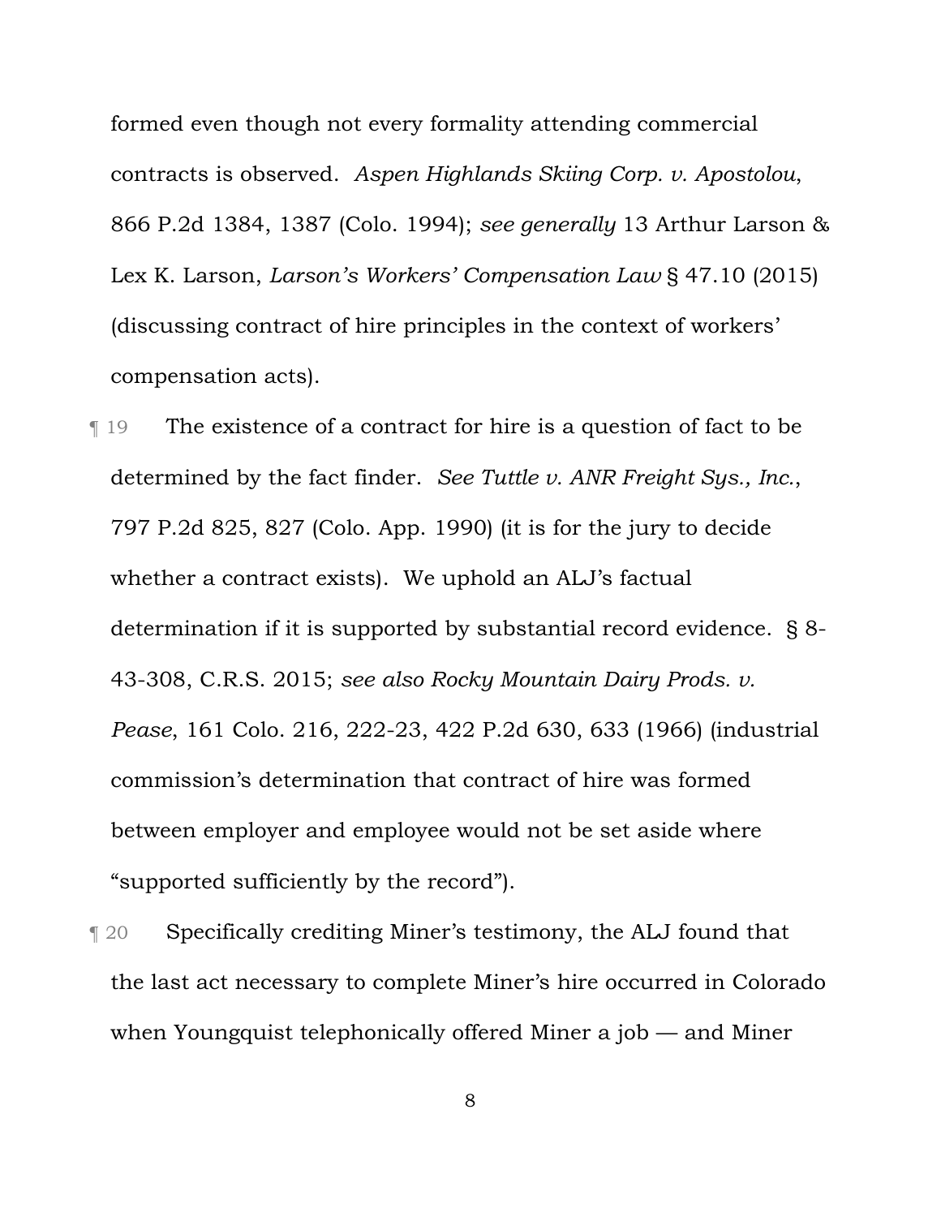formed even though not every formality attending commercial contracts is observed. *Aspen Highlands Skiing Corp. v. Apostolou*, 866 P.2d 1384, 1387 (Colo. 1994); *see generally* 13 Arthur Larson & Lex K. Larson, *Larson's Workers' Compensation Law* § 47.10 (2015) (discussing contract of hire principles in the context of workers' compensation acts).

¶ 19 The existence of a contract for hire is a question of fact to be determined by the fact finder. *See Tuttle v. ANR Freight Sys., Inc.*, 797 P.2d 825, 827 (Colo. App. 1990) (it is for the jury to decide whether a contract exists). We uphold an ALJ's factual determination if it is supported by substantial record evidence. § 8-43-308, C.R.S. 2015; *see also Rocky Mountain Dairy Prods. v. Pease*, 161 Colo. 216, 222-23, 422 P.2d 630, 633 (1966) (industrial commission's determination that contract of hire was formed between employer and employee would not be set aside where "supported sufficiently by the record").

¶ 20 Specifically crediting Miner's testimony, the ALJ found that the last act necessary to complete Miner's hire occurred in Colorado when Youngquist telephonically offered Miner a job — and Miner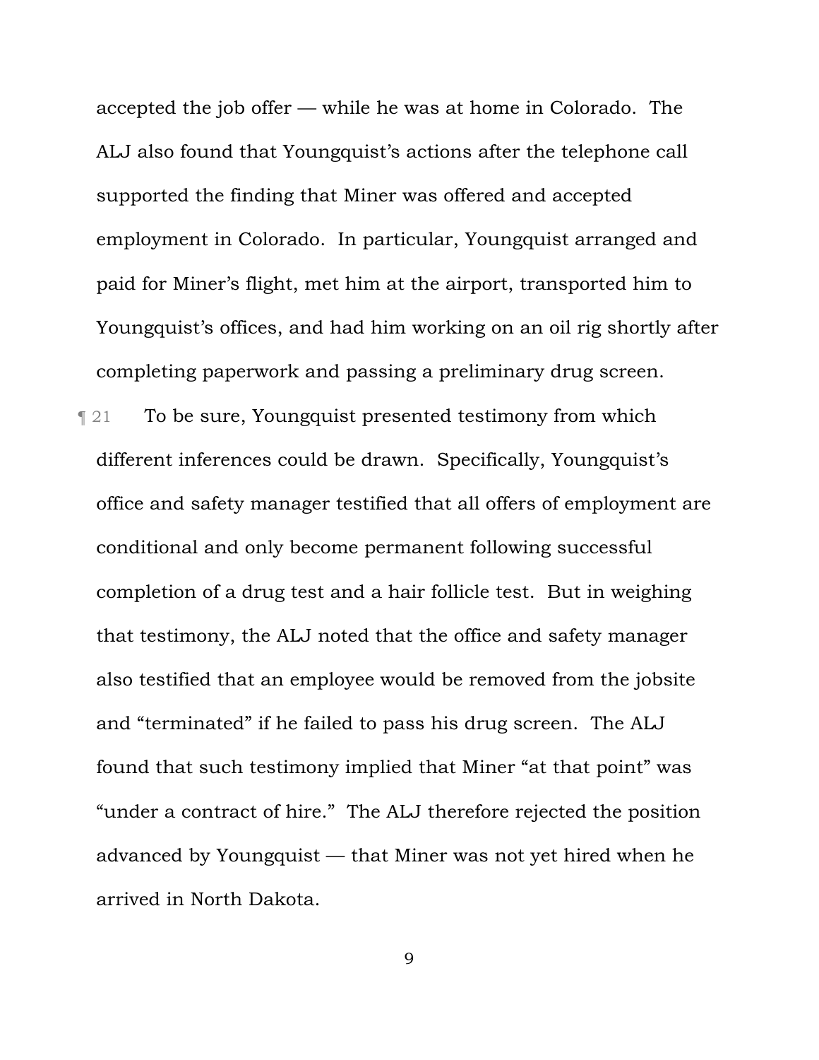accepted the job offer — while he was at home in Colorado. The ALJ also found that Youngquist's actions after the telephone call supported the finding that Miner was offered and accepted employment in Colorado. In particular, Youngquist arranged and paid for Miner's flight, met him at the airport, transported him to Youngquist's offices, and had him working on an oil rig shortly after completing paperwork and passing a preliminary drug screen.

¶ 21 To be sure, Youngquist presented testimony from which different inferences could be drawn. Specifically, Youngquist's office and safety manager testified that all offers of employment are conditional and only become permanent following successful completion of a drug test and a hair follicle test. But in weighing that testimony, the ALJ noted that the office and safety manager also testified that an employee would be removed from the jobsite and "terminated" if he failed to pass his drug screen. The ALJ found that such testimony implied that Miner "at that point" was "under a contract of hire." The ALJ therefore rejected the position advanced by Youngquist — that Miner was not yet hired when he arrived in North Dakota.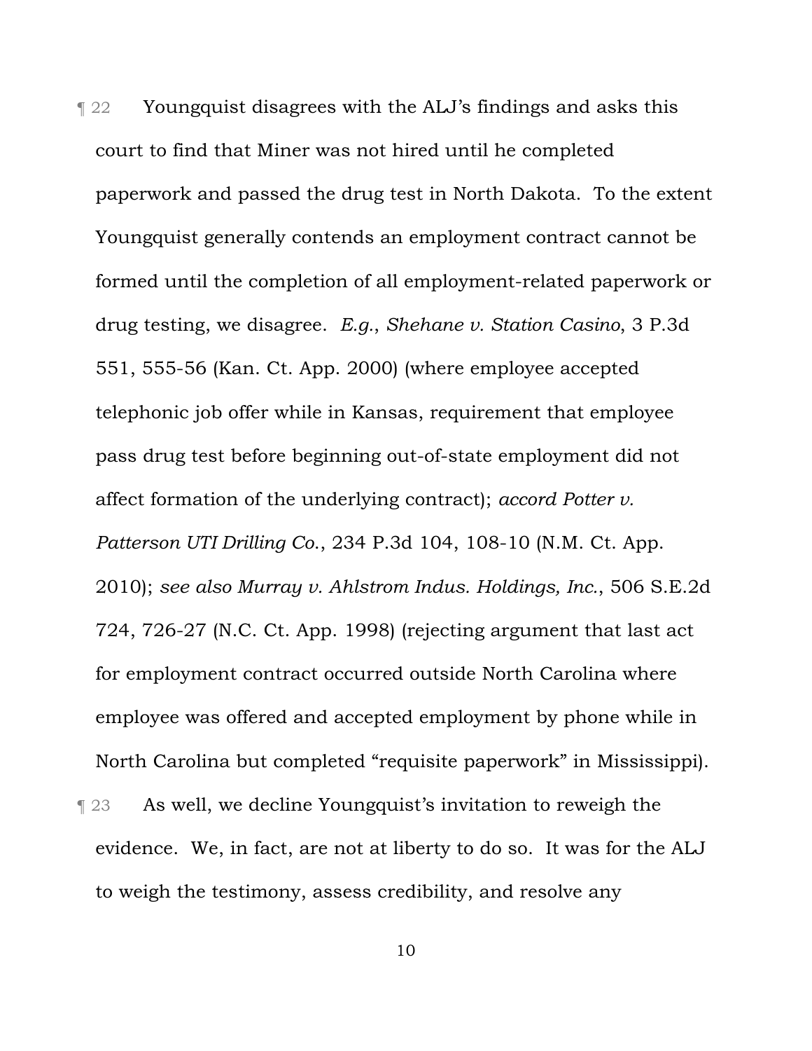¶ 22 Youngquist disagrees with the ALJ's findings and asks this court to find that Miner was not hired until he completed paperwork and passed the drug test in North Dakota. To the extent Youngquist generally contends an employment contract cannot be formed until the completion of all employment-related paperwork or drug testing, we disagree. *E.g.*, *Shehane v. Station Casino*, 3 P.3d 551, 555-56 (Kan. Ct. App. 2000) (where employee accepted telephonic job offer while in Kansas, requirement that employee pass drug test before beginning out-of-state employment did not affect formation of the underlying contract); *accord Potter v. Patterson UTI Drilling Co.*, 234 P.3d 104, 108-10 (N.M. Ct. App. 2010); *see also Murray v. Ahlstrom Indus. Holdings, Inc.*, 506 S.E.2d 724, 726-27 (N.C. Ct. App. 1998) (rejecting argument that last act for employment contract occurred outside North Carolina where employee was offered and accepted employment by phone while in North Carolina but completed "requisite paperwork" in Mississippi).

¶ 23 As well, we decline Youngquist's invitation to reweigh the evidence. We, in fact, are not at liberty to do so. It was for the ALJ to weigh the testimony, assess credibility, and resolve any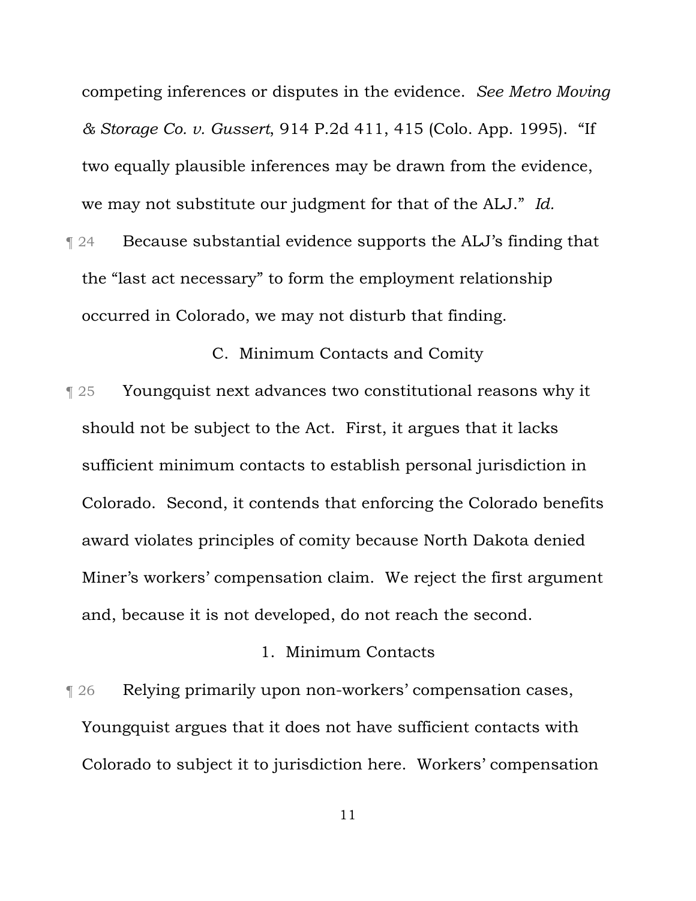competing inferences or disputes in the evidence. *See Metro Moving & Storage Co. v. Gussert*, 914 P.2d 411, 415 (Colo. App. 1995). "If two equally plausible inferences may be drawn from the evidence, we may not substitute our judgment for that of the ALJ." *Id.*

¶ 24 Because substantial evidence supports the ALJ's finding that the "last act necessary" to form the employment relationship occurred in Colorado, we may not disturb that finding.

### C. Minimum Contacts and Comity

¶ 25 Youngquist next advances two constitutional reasons why it should not be subject to the Act. First, it argues that it lacks sufficient minimum contacts to establish personal jurisdiction in Colorado. Second, it contends that enforcing the Colorado benefits award violates principles of comity because North Dakota denied Miner's workers' compensation claim. We reject the first argument and, because it is not developed, do not reach the second.

#### 1. Minimum Contacts

¶ 26 Relying primarily upon non-workers' compensation cases, Youngquist argues that it does not have sufficient contacts with Colorado to subject it to jurisdiction here. Workers' compensation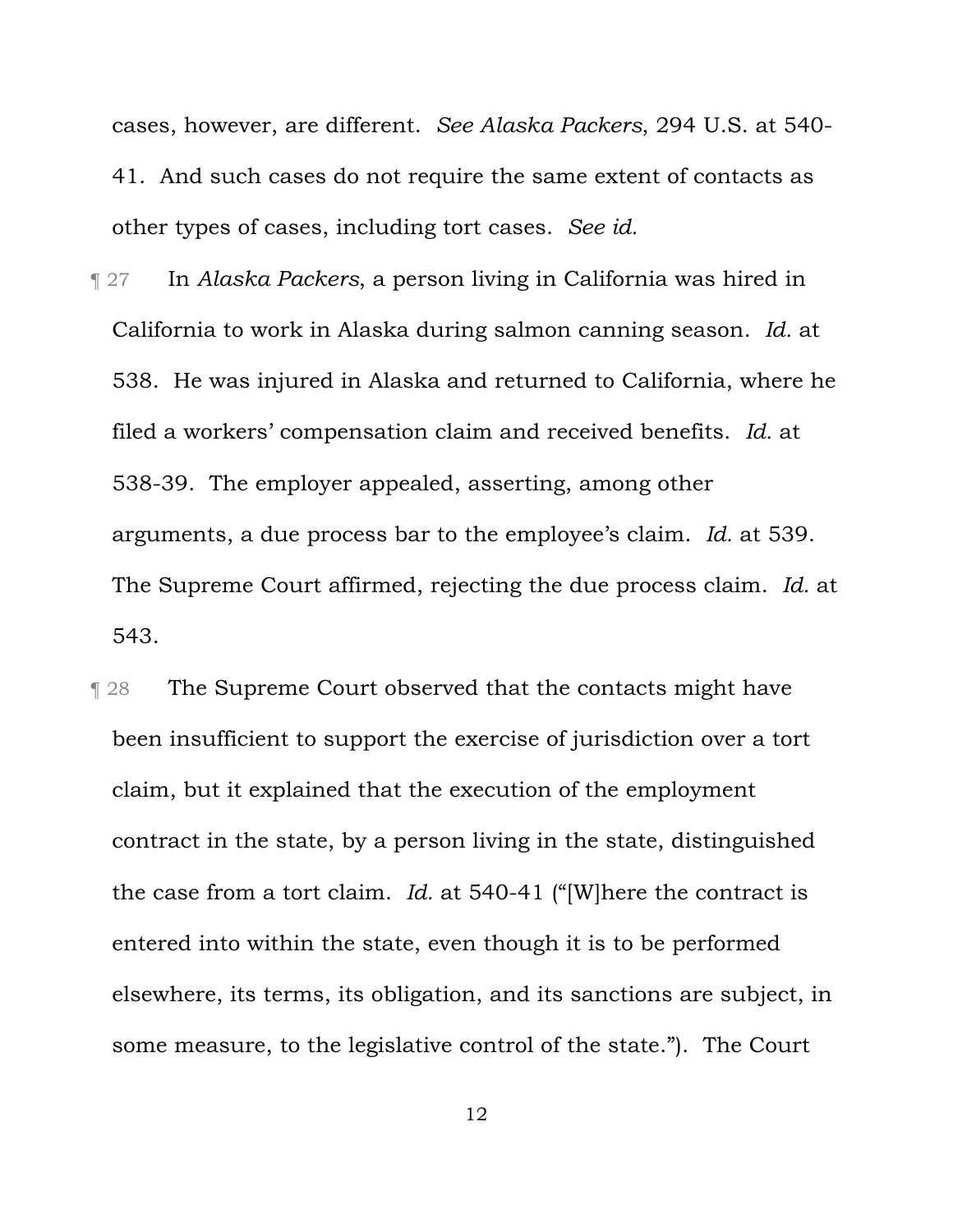cases, however, are different. *See Alaska Packers*, 294 U.S. at 540-41. And such cases do not require the same extent of contacts as other types of cases, including tort cases. *See id.*

¶ 27 In *Alaska Packers*, a person living in California was hired in California to work in Alaska during salmon canning season. *Id.* at 538. He was injured in Alaska and returned to California, where he filed a workers' compensation claim and received benefits. *Id.* at 538-39. The employer appealed, asserting, among other arguments, a due process bar to the employee's claim. *Id.* at 539. The Supreme Court affirmed, rejecting the due process claim. *Id.* at 543.

¶ 28 The Supreme Court observed that the contacts might have been insufficient to support the exercise of jurisdiction over a tort claim, but it explained that the execution of the employment contract in the state, by a person living in the state, distinguished the case from a tort claim. *Id.* at 540-41 ("[W]here the contract is entered into within the state, even though it is to be performed elsewhere, its terms, its obligation, and its sanctions are subject, in some measure, to the legislative control of the state."). The Court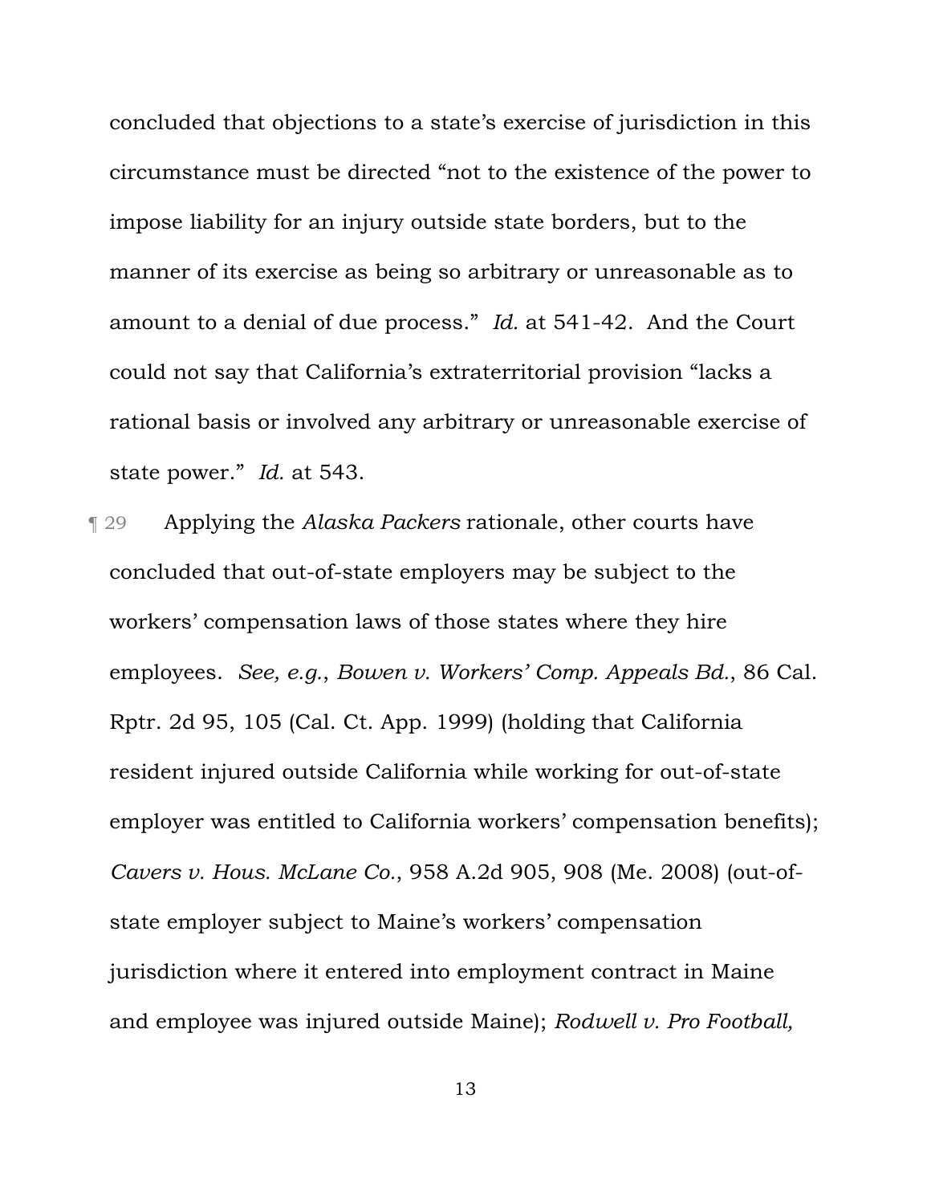concluded that objections to a state's exercise of jurisdiction in this circumstance must be directed "not to the existence of the power to impose liability for an injury outside state borders, but to the manner of its exercise as being so arbitrary or unreasonable as to amount to a denial of due process." *Id.* at 541-42. And the Court could not say that California's extraterritorial provision "lacks a rational basis or involved any arbitrary or unreasonable exercise of state power." *Id.* at 543.

¶ 29 Applying the *Alaska Packers* rationale, other courts have concluded that out-of-state employers may be subject to the workers' compensation laws of those states where they hire employees. *See, e.g.*, *Bowen v. Workers' Comp. Appeals Bd.*, 86 Cal. Rptr. 2d 95, 105 (Cal. Ct. App. 1999) (holding that California resident injured outside California while working for out-of-state employer was entitled to California workers' compensation benefits); *Cavers v. Hous. McLane Co.*, 958 A.2d 905, 908 (Me. 2008) (out-of-state employer subject to Maine's workers' compensation jurisdiction where it entered into employment contract in Maine and employee was injured outside Maine); *Rodwell v. Pro Football,*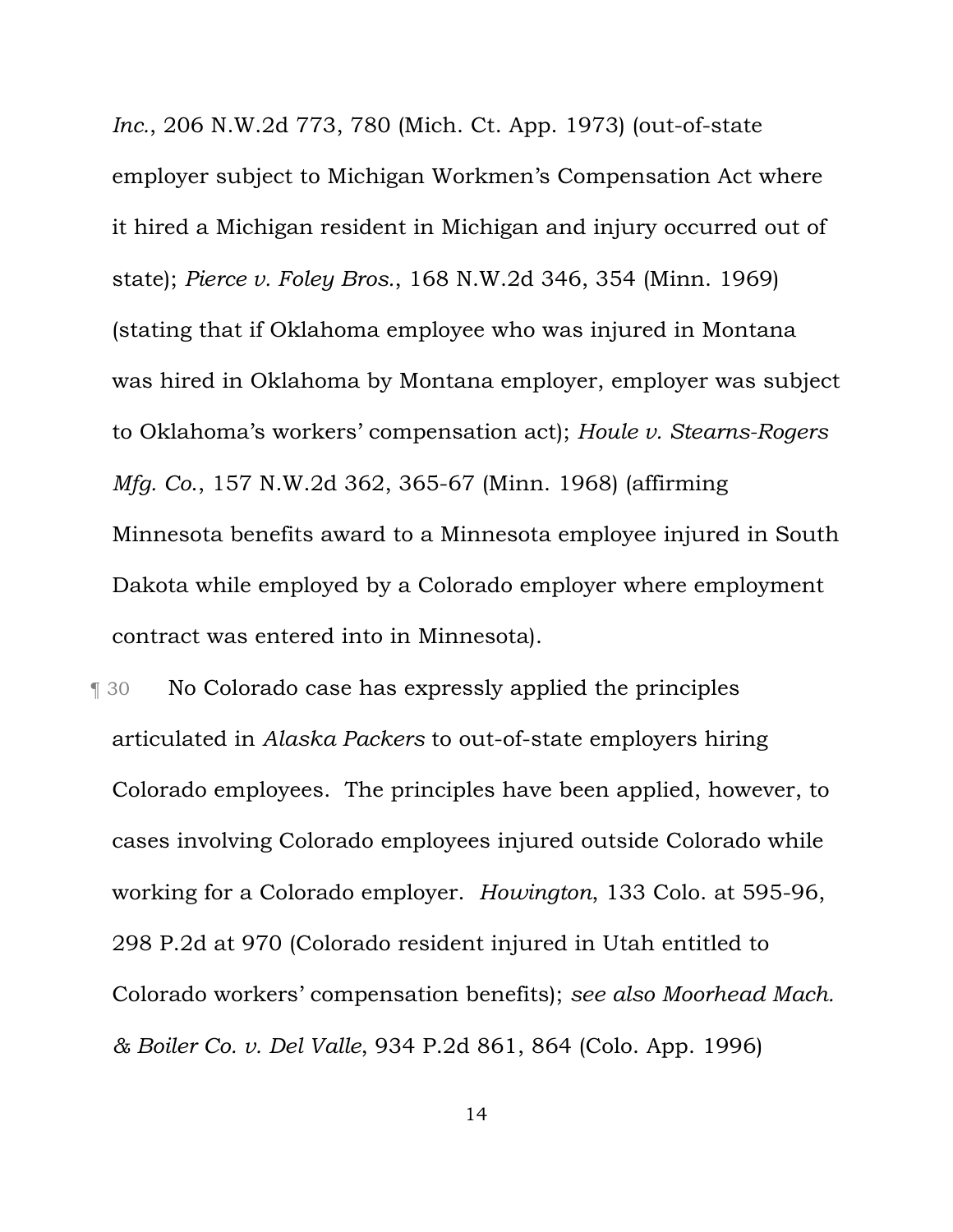*Inc.*, 206 N.W.2d 773, 780 (Mich. Ct. App. 1973) (out-of-state employer subject to Michigan Workmen's Compensation Act where it hired a Michigan resident in Michigan and injury occurred out of state); *Pierce v. Foley Bros.*, 168 N.W.2d 346, 354 (Minn. 1969) (stating that if Oklahoma employee who was injured in Montana was hired in Oklahoma by Montana employer, employer was subject to Oklahoma's workers' compensation act); *Houle v. Stearns-Rogers Mfg. Co.*, 157 N.W.2d 362, 365-67 (Minn. 1968) (affirming Minnesota benefits award to a Minnesota employee injured in South Dakota while employed by a Colorado employer where employment contract was entered into in Minnesota).

¶ 30 No Colorado case has expressly applied the principles articulated in *Alaska Packers* to out-of-state employers hiring Colorado employees. The principles have been applied, however, to cases involving Colorado employees injured outside Colorado while working for a Colorado employer. *Howington*, 133 Colo. at 595-96, 298 P.2d at 970 (Colorado resident injured in Utah entitled to Colorado workers' compensation benefits); *see also Moorhead Mach. & Boiler Co. v. Del Valle*, 934 P.2d 861, 864 (Colo. App. 1996)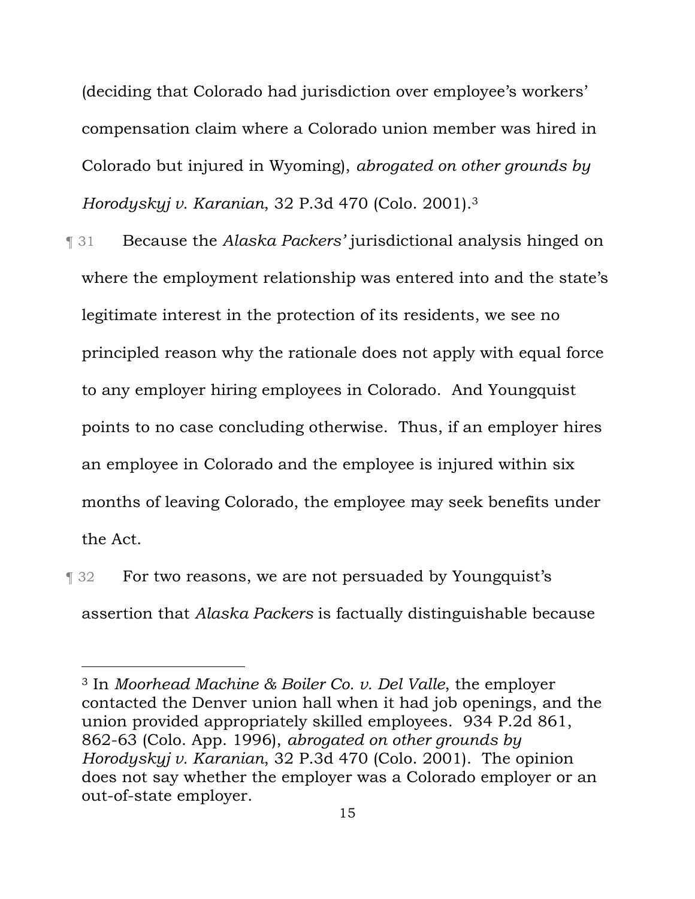(deciding that Colorado had jurisdiction over employee's workers' compensation claim where a Colorado union member was hired in Colorado but injured in Wyoming), *abrogated on other grounds by Horodyskyj v. Karanian*, 32 P.3d 470 (Colo. 2001).[3]

¶ 31 Because the *Alaska Packers'* jurisdictional analysis hinged on where the employment relationship was entered into and the state's legitimate interest in the protection of its residents, we see no principled reason why the rationale does not apply with equal force to any employer hiring employees in Colorado. And Youngquist points to no case concluding otherwise. Thus, if an employer hires an employee in Colorado and the employee is injured within six months of leaving Colorado, the employee may seek benefits under the Act.

¶ 32 For two reasons, we are not persuaded by Youngquist's assertion that *Alaska Packers* is factually distinguishable because

---

[3] In *Moorhead Machine & Boiler Co. v. Del Valle*, the employer contacted the Denver union hall when it had job openings, and the union provided appropriately skilled employees. 934 P.2d 861, 862-63 (Colo. App. 1996), *abrogated on other grounds by Horodyskyj v. Karanian*, 32 P.3d 470 (Colo. 2001). The opinion does not say whether the employer was a Colorado employer or an out-of-state employer.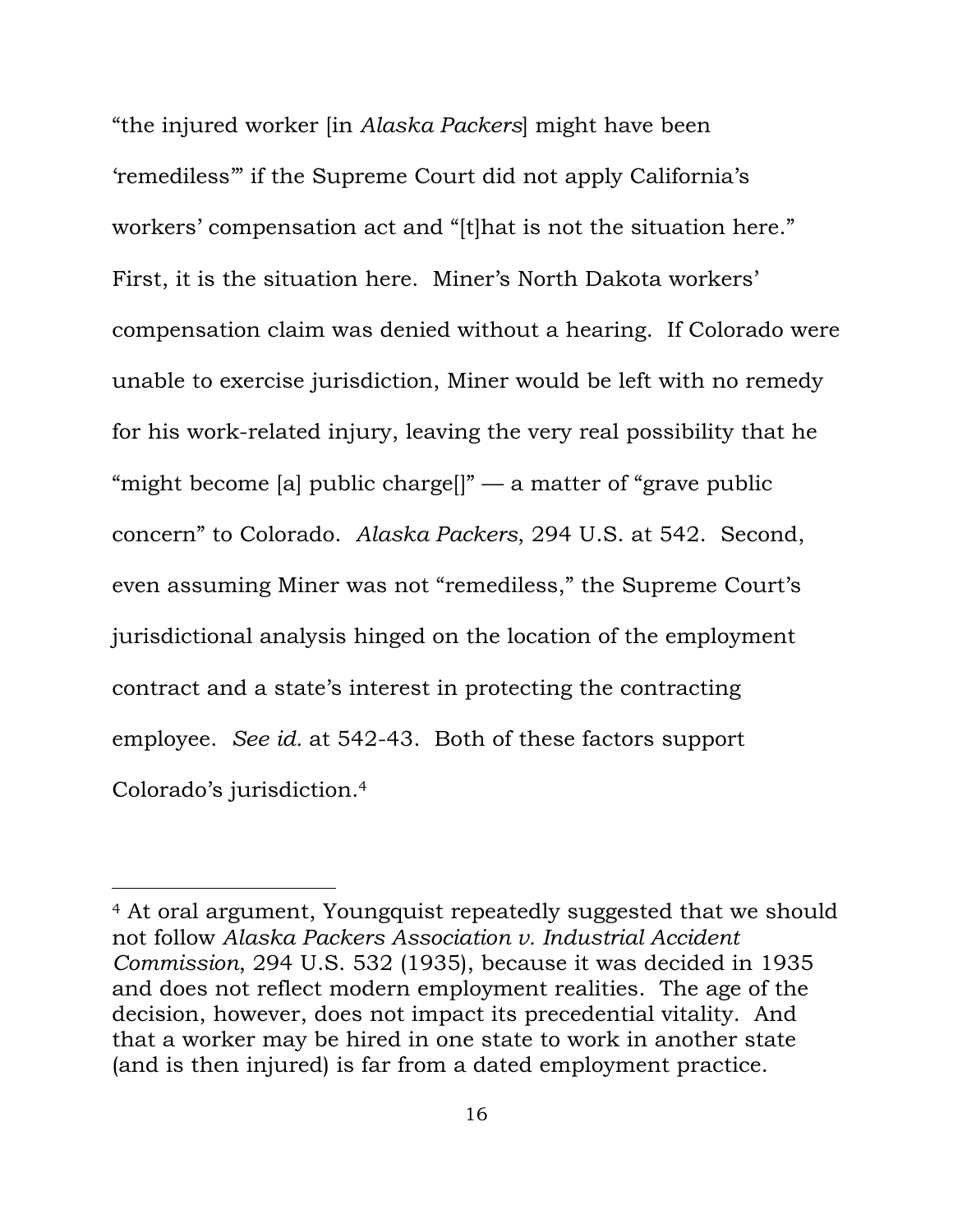"the injured worker [in *Alaska Packers*] might have been 'remediless'" if the Supreme Court did not apply California's workers' compensation act and "[t]hat is not the situation here." First, it is the situation here. Miner's North Dakota workers' compensation claim was denied without a hearing. If Colorado were unable to exercise jurisdiction, Miner would be left with no remedy for his work-related injury, leaving the very real possibility that he "might become [a] public charge[]" — a matter of "grave public concern" to Colorado. *Alaska Packers*, 294 U.S. at 542. Second, even assuming Miner was not "remediless," the Supreme Court's jurisdictional analysis hinged on the location of the employment contract and a state's interest in protecting the contracting employee. *See id.* at 542-43. Both of these factors support Colorado's jurisdiction.[4]

---

[4] At oral argument, Youngquist repeatedly suggested that we should not follow *Alaska Packers Association v. Industrial Accident Commission*, 294 U.S. 532 (1935), because it was decided in 1935 and does not reflect modern employment realities. The age of the decision, however, does not impact its precedential vitality. And that a worker may be hired in one state to work in another state (and is then injured) is far from a dated employment practice.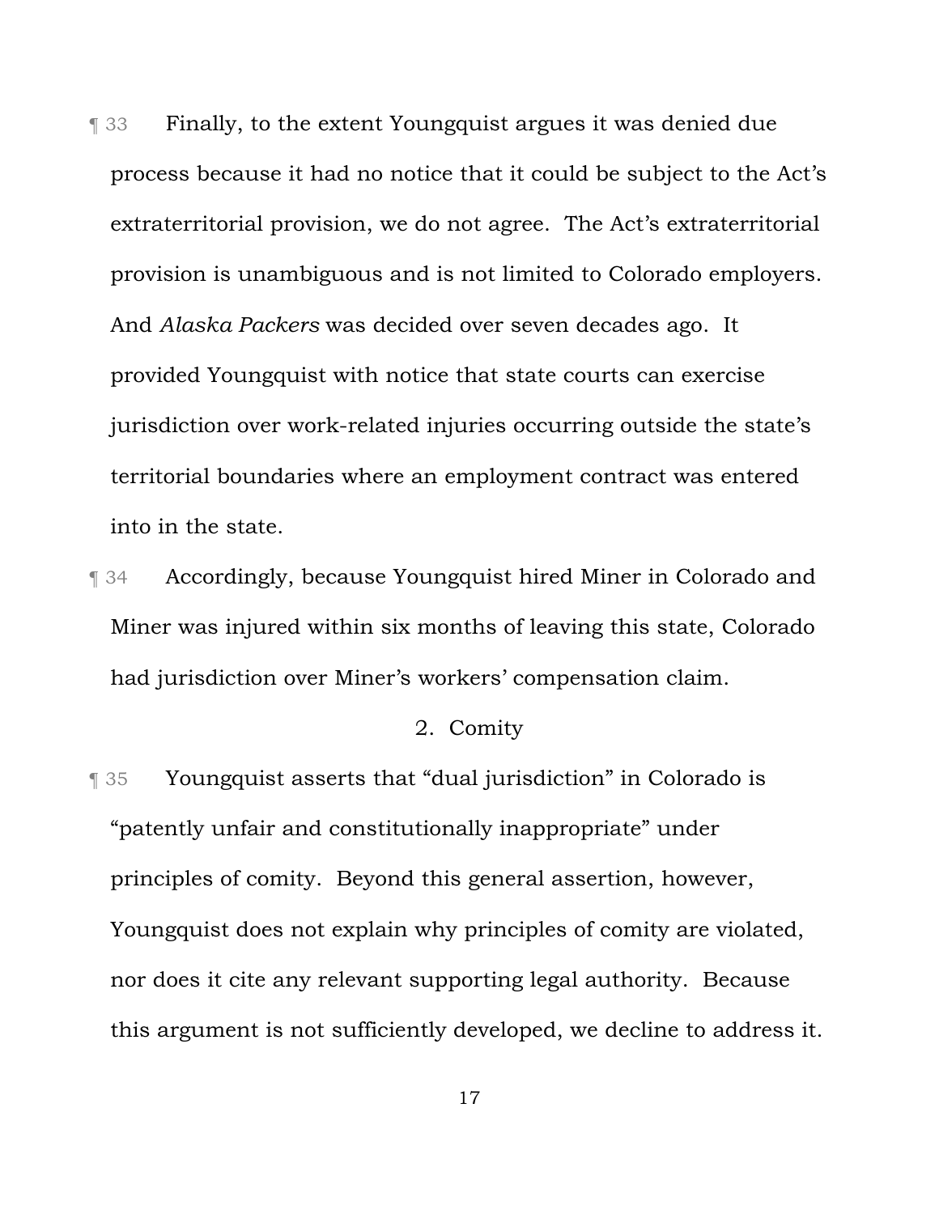¶ 33 Finally, to the extent Youngquist argues it was denied due process because it had no notice that it could be subject to the Act's extraterritorial provision, we do not agree. The Act's extraterritorial provision is unambiguous and is not limited to Colorado employers. And *Alaska Packers* was decided over seven decades ago. It provided Youngquist with notice that state courts can exercise jurisdiction over work-related injuries occurring outside the state's territorial boundaries where an employment contract was entered into in the state.

¶ 34 Accordingly, because Youngquist hired Miner in Colorado and Miner was injured within six months of leaving this state, Colorado had jurisdiction over Miner's workers' compensation claim.

### 2. Comity

¶ 35 Youngquist asserts that "dual jurisdiction" in Colorado is "patently unfair and constitutionally inappropriate" under principles of comity. Beyond this general assertion, however, Youngquist does not explain why principles of comity are violated, nor does it cite any relevant supporting legal authority. Because this argument is not sufficiently developed, we decline to address it.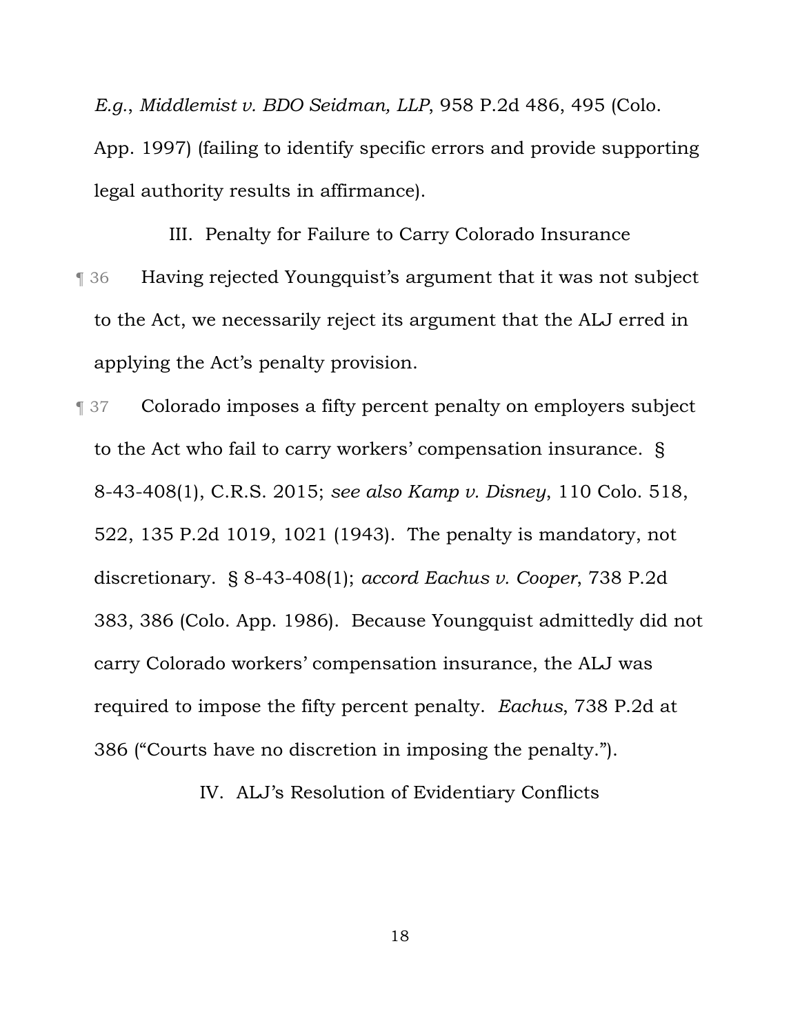*E.g.*, *Middlemist v. BDO Seidman, LLP*, 958 P.2d 486, 495 (Colo. App. 1997) (failing to identify specific errors and provide supporting legal authority results in affirmance).

## III. Penalty for Failure to Carry Colorado Insurance

¶ 36 Having rejected Youngquist's argument that it was not subject to the Act, we necessarily reject its argument that the ALJ erred in applying the Act's penalty provision.

¶ 37 Colorado imposes a fifty percent penalty on employers subject to the Act who fail to carry workers' compensation insurance. § 8-43-408(1), C.R.S. 2015; *see also Kamp v. Disney*, 110 Colo. 518, 522, 135 P.2d 1019, 1021 (1943). The penalty is mandatory, not discretionary. § 8-43-408(1); *accord Eachus v. Cooper*, 738 P.2d 383, 386 (Colo. App. 1986). Because Youngquist admittedly did not carry Colorado workers' compensation insurance, the ALJ was required to impose the fifty percent penalty. *Eachus*, 738 P.2d at 386 ("Courts have no discretion in imposing the penalty.").

## IV. ALJ's Resolution of Evidentiary Conflicts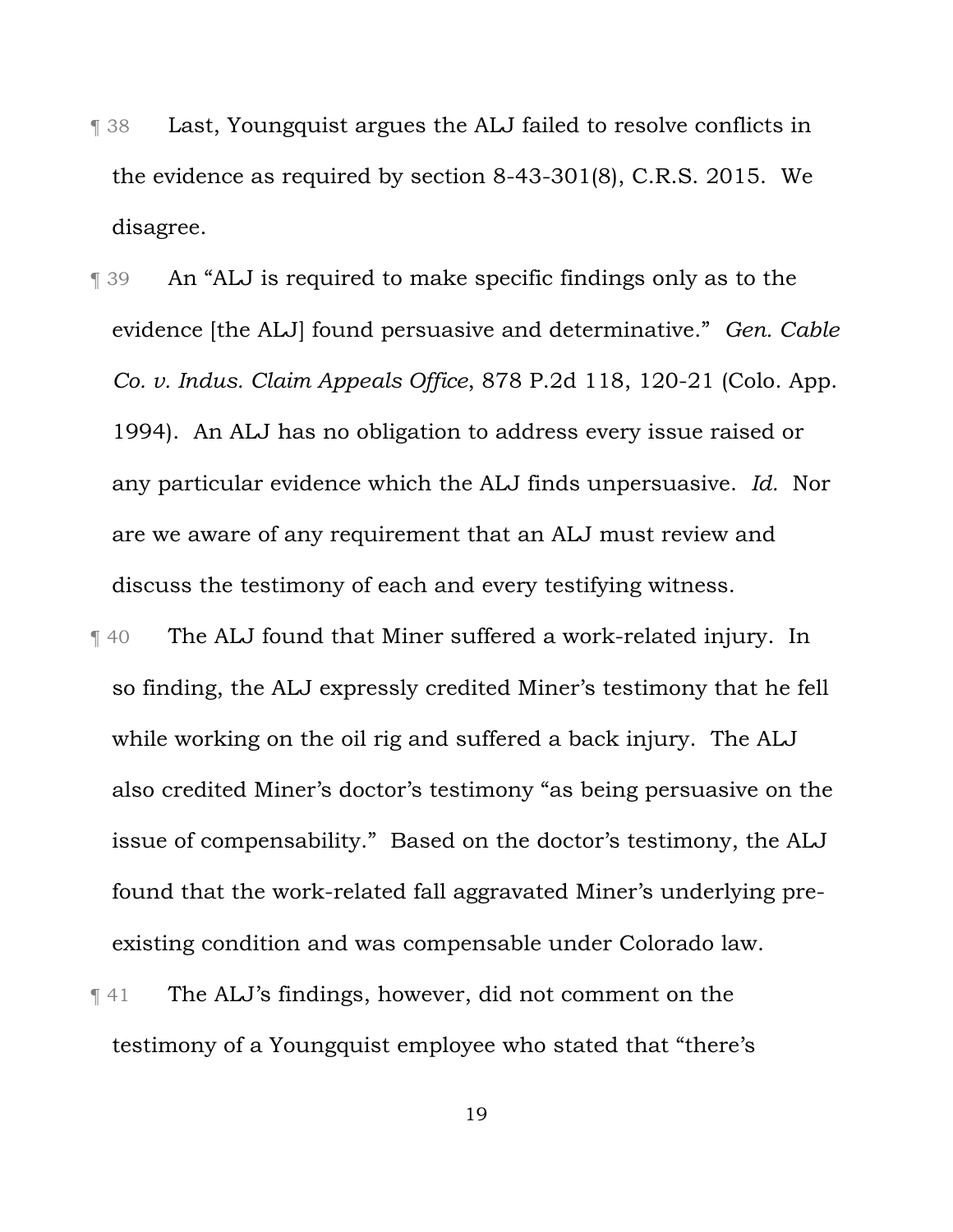¶ 38 Last, Youngquist argues the ALJ failed to resolve conflicts in the evidence as required by section 8-43-301(8), C.R.S. 2015. We disagree.

¶ 39 An "ALJ is required to make specific findings only as to the evidence [the ALJ] found persuasive and determinative." *Gen. Cable Co. v. Indus. Claim Appeals Office*, 878 P.2d 118, 120-21 (Colo. App. 1994). An ALJ has no obligation to address every issue raised or any particular evidence which the ALJ finds unpersuasive. *Id.* Nor are we aware of any requirement that an ALJ must review and discuss the testimony of each and every testifying witness.

¶ 40 The ALJ found that Miner suffered a work-related injury. In so finding, the ALJ expressly credited Miner's testimony that he fell while working on the oil rig and suffered a back injury. The ALJ also credited Miner's doctor's testimony "as being persuasive on the issue of compensability." Based on the doctor's testimony, the ALJ found that the work-related fall aggravated Miner's underlying pre-existing condition and was compensable under Colorado law.

¶ 41 The ALJ's findings, however, did not comment on the testimony of a Youngquist employee who stated that "there's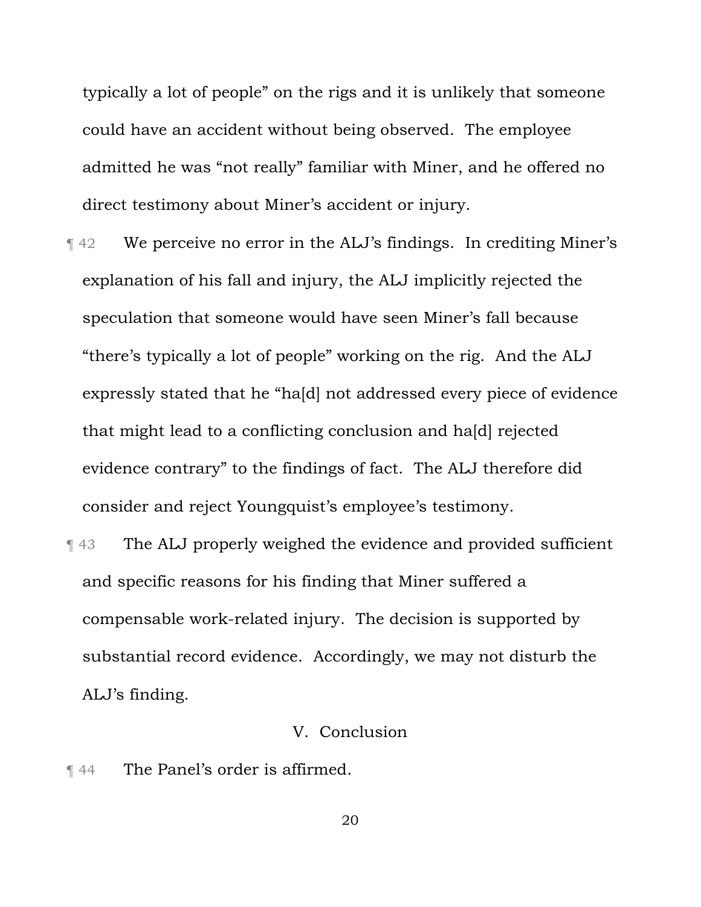typically a lot of people" on the rigs and it is unlikely that someone could have an accident without being observed. The employee admitted he was "not really" familiar with Miner, and he offered no direct testimony about Miner's accident or injury.

¶ 42 We perceive no error in the ALJ's findings. In crediting Miner's explanation of his fall and injury, the ALJ implicitly rejected the speculation that someone would have seen Miner's fall because "there's typically a lot of people" working on the rig. And the ALJ expressly stated that he "ha[d] not addressed every piece of evidence that might lead to a conflicting conclusion and ha[d] rejected evidence contrary" to the findings of fact. The ALJ therefore did consider and reject Youngquist's employee's testimony.

¶ 43 The ALJ properly weighed the evidence and provided sufficient and specific reasons for his finding that Miner suffered a compensable work-related injury. The decision is supported by substantial record evidence. Accordingly, we may not disturb the ALJ's finding.

## V. Conclusion

¶ 44 The Panel's order is affirmed.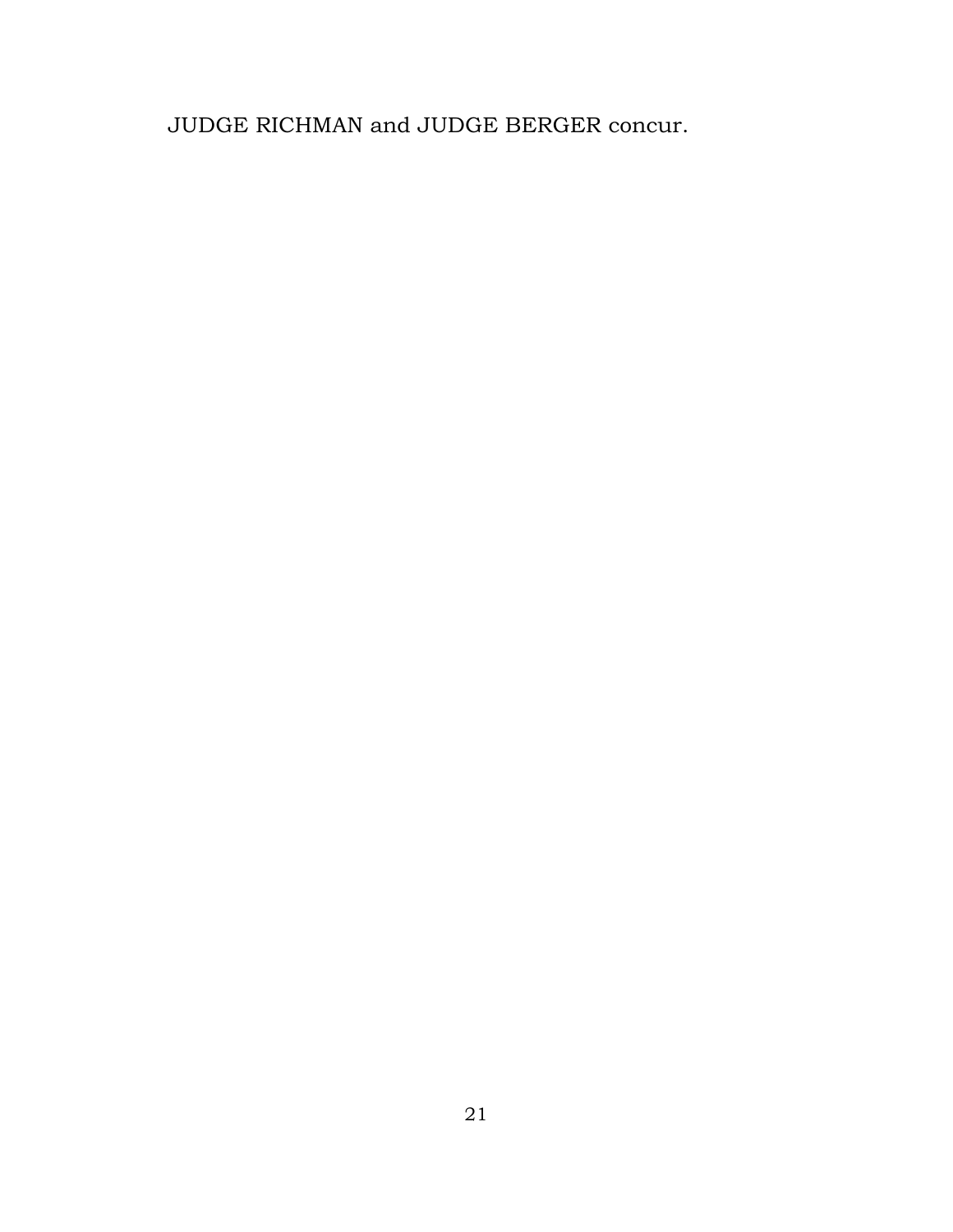JUDGE RICHMAN and JUDGE BERGER concur.